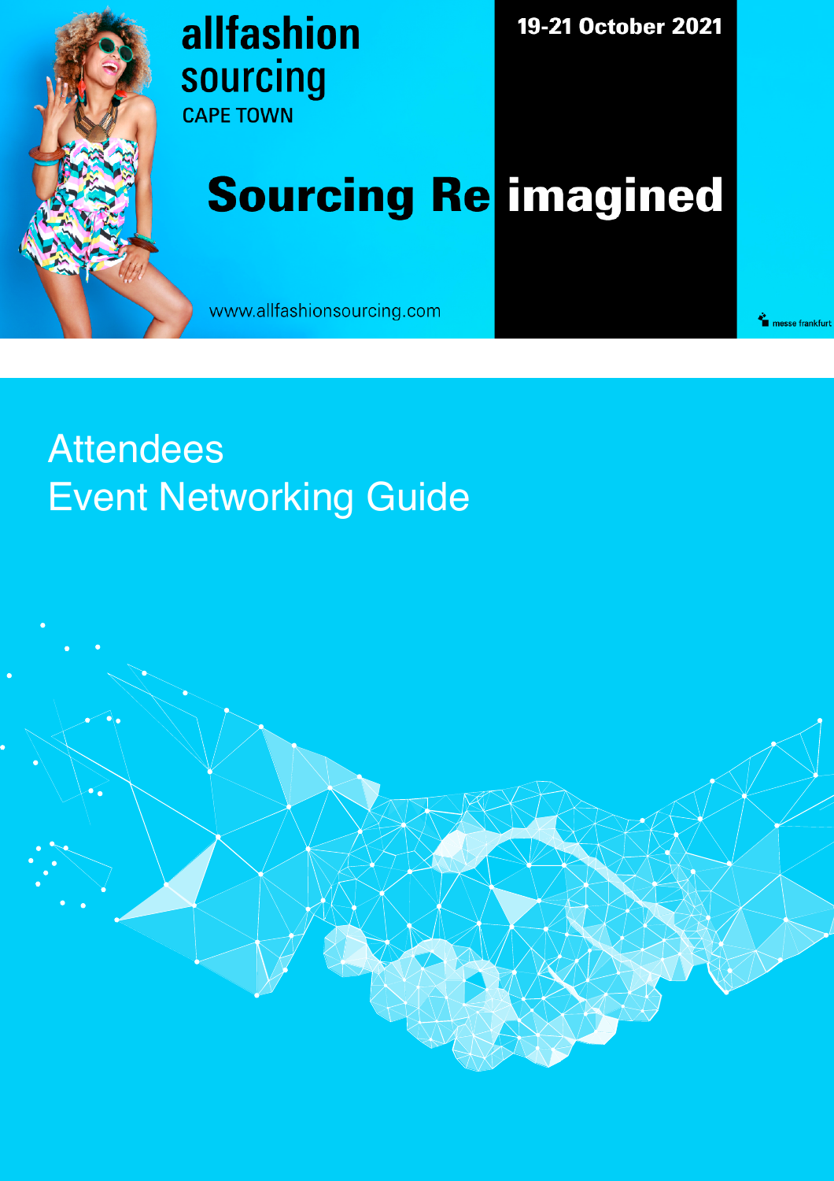allfashion sourcing

CAPE TOWN

19-21 October 2021

# Sourcing Re imagined

www.allfashionsourcing.com

messe frankfurt

# Attendees Event Networking Guide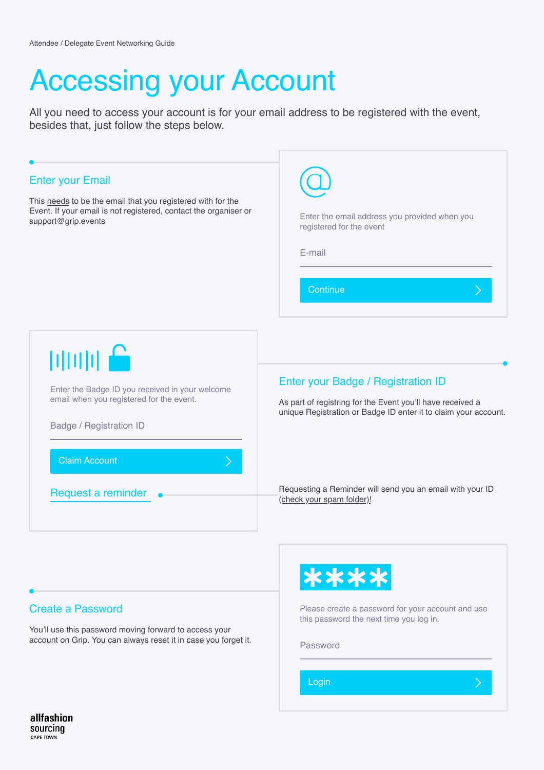Attendee / Delegate Event Networking Guide

# Accessing your Account

All you need to access your account is for your email address to be registered with the event, besides that, just follow the steps below.

## Enter your Email

This needs to be the email that you registered with for the Event. If your email is not registered, contact the organiser or support@grip.events

Enter the email address you provided when you registered for the event

E-mail

Continue

## Enter your Badge / Registration ID

As part of registring for the Event you'll have received a unique Registration or Badge ID enter it to claim your account.

Enter the Badge ID you received in your welcome email when you registered for the event.

Badge / Registration ID

Claim Account

Request a reminder

Requesting a Reminder will send you an email with your ID (check your spam folder)!

## Create a Password

You'll use this password moving forward to access your account on Grip. You can always reset it in case you forget it.

****

Please create a password for your account and use this password the next time you log in.

Password

Login

allfashion sourcing CAPE TOWN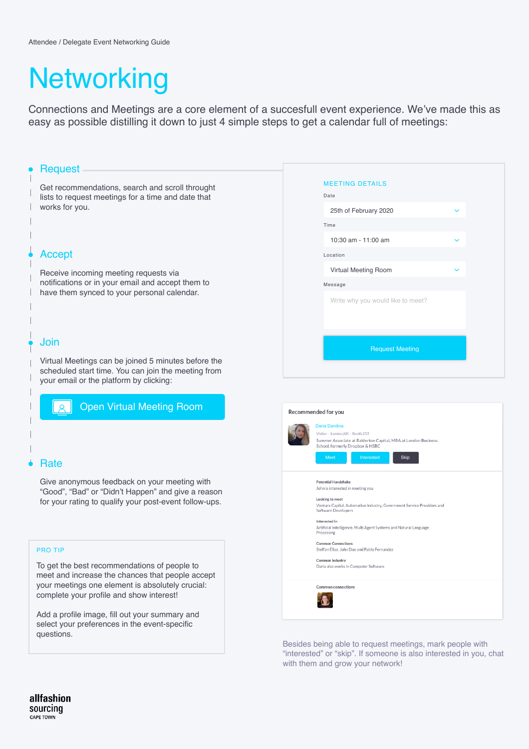Attendee / Delegate Event Networking Guide

# Networking

Connections and Meetings are a core element of a succesfull event experience. We've made this as easy as possible distilling it down to just 4 simple steps to get a calendar full of meetings:

## Request

Get recommendations, search and scroll throught lists to request meetings for a time and date that works for you.

## Accept

Receive incoming meeting requests via notifications or in your email and accept them to have them synced to your personal calendar.

## Join

Virtual Meetings can be joined 5 minutes before the scheduled start time. You can join the meeting from your email or the platform by clicking:

Open Virtual Meeting Room

## Rate

Give anonymous feedback on your meeting with "Good", "Bad" or "Didn't Happen" and give a reason for your rating to qualify your post-event follow-ups.

**PRO TIP**

To get the best recommendations of people to meet and increase the chances that people accept your meetings one element is absolutely crucial: complete your profile and show interest!

Add a profile image, fill out your summary and select your preferences in the event-specific questions.

MEETING DETAILS

Date

25th of February 2020

Time

10:30 am - 11:00 am

Location

Virtual Meeting Room

Message

Write why you would like to meet?

Request Meeting

Recommended for you

Daria Danilina

Visitor - London,UK - Booth 232

Summer Associate at Balderton Capital, MBA at London Business School, formerly Dropbox & HSBC

Meet | Interested | Skip

Potential Handshake

John is interested in meeting you

Looking to meet

Venture Capital, Automative Industry, Government Service Providers and Software Developers

Interested In

Artificial Intelligence, Multi Agent Systems and Natural Language Processing

Common Connections

Steffan Ellay, John Doe and Pablo Fernandez

Common Industry

Daria also works in Computer Software

Common connections

Besides being able to request meetings, mark people with "interested" or "skip". If someone is also interested in you, chat with them and grow your network!

allfashion sourcing CAPE TOWN